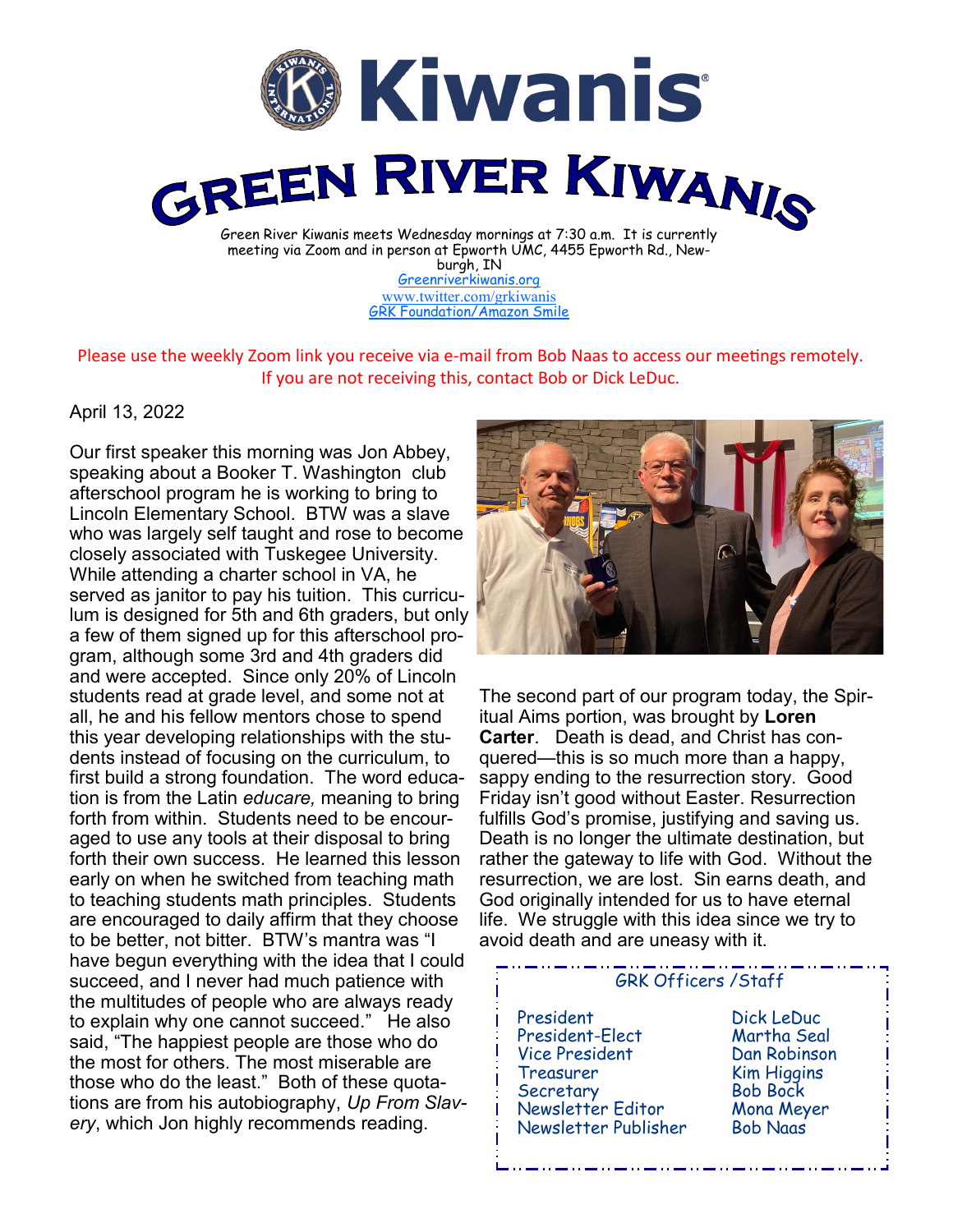# Kiwanis

# GREEN RIVER KIWANIS

Green River Kiwanis meets Wednesday mornings at 7:30 a.m. It is currently meeting via Zoom and in person at Epworth UMC, 4455 Epworth Rd., Newburgh, IN

Greenriverkiwanis.org

www.twitter.com/grkiwanis

GRK Foundation/Amazon Smile

Please use the weekly Zoom link you receive via e-mail from Bob Naas to access our meetings remotely. If you are not receiving this, contact Bob or Dick LeDuc.

April 13, 2022

Our first speaker this morning was Jon Abbey, speaking about a Booker T. Washington club afterschool program he is working to bring to Lincoln Elementary School. BTW was a slave who was largely self taught and rose to become closely associated with Tuskegee University. While attending a charter school in VA, he served as janitor to pay his tuition. This curriculum is designed for 5th and 6th graders, but only a few of them signed up for this afterschool program, although some 3rd and 4th graders did and were accepted. Since only 20% of Lincoln students read at grade level, and some not at all, he and his fellow mentors chose to spend this year developing relationships with the students instead of focusing on the curriculum, to first build a strong foundation. The word education is from the Latin *educare,* meaning to bring forth from within. Students need to be encouraged to use any tools at their disposal to bring forth their own success. He learned this lesson early on when he switched from teaching math to teaching students math principles. Students are encouraged to daily affirm that they choose to be better, not bitter. BTW's mantra was "I have begun everything with the idea that I could succeed, and I never had much patience with the multitudes of people who are always ready to explain why one cannot succeed." He also said, "The happiest people are those who do the most for others. The most miserable are those who do the least." Both of these quotations are from his autobiography, *Up From Slavery*, which Jon highly recommends reading.

The second part of our program today, the Spiritual Aims portion, was brought by **Loren Carter**. Death is dead, and Christ has conquered—this is so much more than a happy, sappy ending to the resurrection story. Good Friday isn't good without Easter. Resurrection fulfills God's promise, justifying and saving us. Death is no longer the ultimate destination, but rather the gateway to life with God. Without the resurrection, we are lost. Sin earns death, and God originally intended for us to have eternal life. We struggle with this idea since we try to avoid death and are uneasy with it.

## GRK Officers /Staff

| | |
|---|---|
| President | Dick LeDuc |
| President-Elect | Martha Seal |
| Vice President | Dan Robinson |
| Treasurer | Kim Higgins |
| Secretary | Bob Bock |
| Newsletter Editor | Mona Meyer |
| Newsletter Publisher | Bob Naas |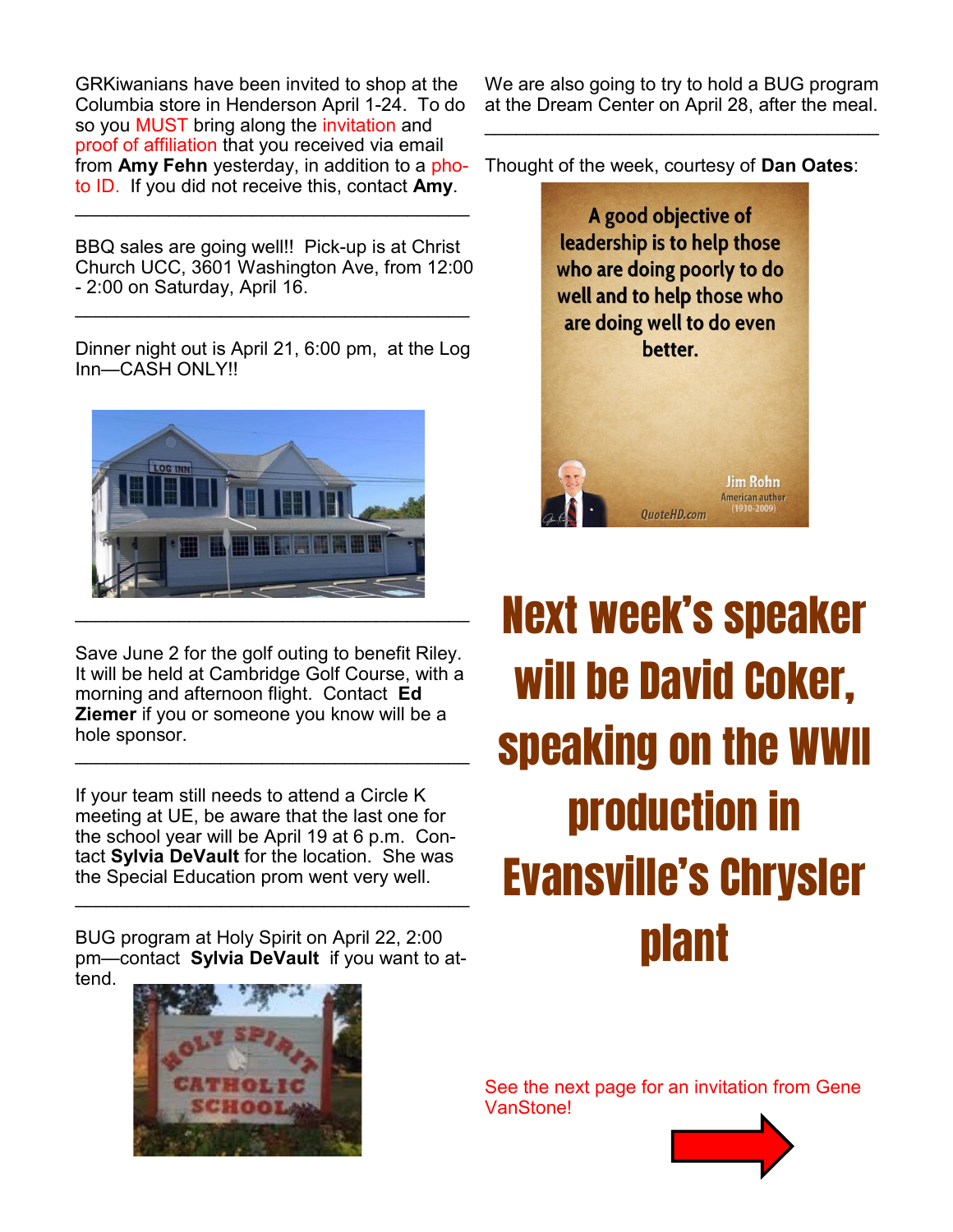GRKiwanians have been invited to shop at the Columbia store in Henderson April 1-24. To do so you MUST bring along the invitation and proof of affiliation that you received via email from **Amy Fehn** yesterday, in addition to a photo ID. If you did not receive this, contact **Amy**.

---

BBQ sales are going well!! Pick-up is at Christ Church UCC, 3601 Washington Ave, from 12:00 - 2:00 on Saturday, April 16.

---

Dinner night out is April 21, 6:00 pm, at the Log Inn—CASH ONLY!!

---

Save June 2 for the golf outing to benefit Riley. It will be held at Cambridge Golf Course, with a morning and afternoon flight. Contact **Ed Ziemer** if you or someone you know will be a hole sponsor.

---

If your team still needs to attend a Circle K meeting at UE, be aware that the last one for the school year will be April 19 at 6 p.m. Contact **Sylvia DeVault** for the location. She was the Special Education prom went very well.

---

BUG program at Holy Spirit on April 22, 2:00 pm—contact **Sylvia DeVault** if you want to attend.

We are also going to try to hold a BUG program at the Dream Center on April 28, after the meal.

---

Thought of the week, courtesy of **Dan Oates**:

A good objective of leadership is to help those who are doing poorly to do well and to help those who are doing well to do even better.

Jim Rohn
American author
(1930-2009)

# Next week's speaker will be David Coker, speaking on the WWII production in Evansville's Chrysler plant

See the next page for an invitation from Gene VanStone!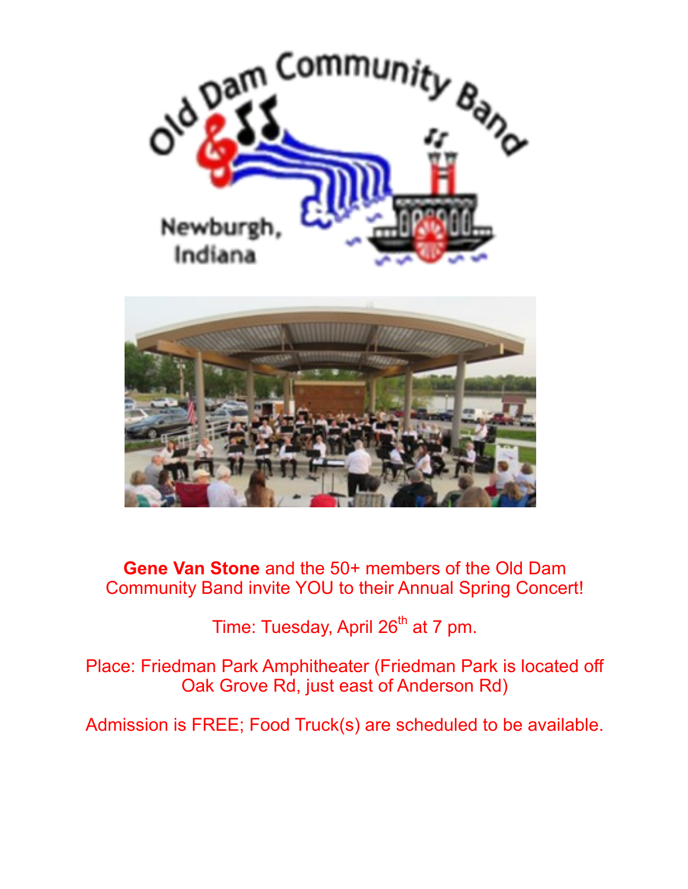**Gene Van Stone** and the 50+ members of the Old Dam Community Band invite YOU to their Annual Spring Concert!

Time: Tuesday, April 26th at 7 pm.

Place: Friedman Park Amphitheater (Friedman Park is located off Oak Grove Rd, just east of Anderson Rd)

Admission is FREE; Food Truck(s) are scheduled to be available.